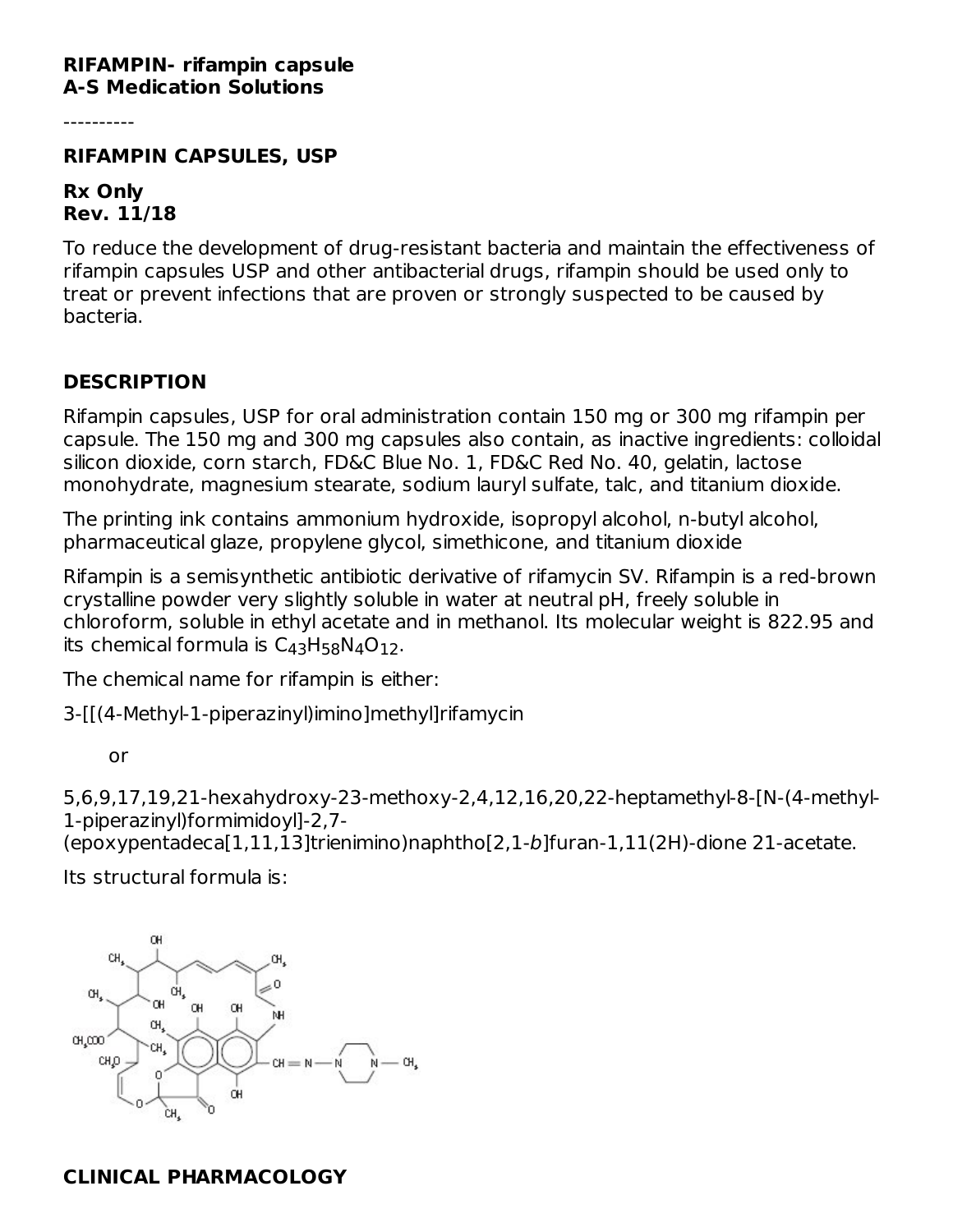**RIFAMPIN- rifampin capsule**
**A-S Medication Solutions**

----------

**RIFAMPIN CAPSULES, USP**

**Rx Only**
**Rev. 11/18**

To reduce the development of drug-resistant bacteria and maintain the effectiveness of rifampin capsules USP and other antibacterial drugs, rifampin should be used only to treat or prevent infections that are proven or strongly suspected to be caused by bacteria.

## DESCRIPTION

Rifampin capsules, USP for oral administration contain 150 mg or 300 mg rifampin per capsule. The 150 mg and 300 mg capsules also contain, as inactive ingredients: colloidal silicon dioxide, corn starch, FD&C Blue No. 1, FD&C Red No. 40, gelatin, lactose monohydrate, magnesium stearate, sodium lauryl sulfate, talc, and titanium dioxide.

The printing ink contains ammonium hydroxide, isopropyl alcohol, n-butyl alcohol, pharmaceutical glaze, propylene glycol, simethicone, and titanium dioxide

Rifampin is a semisynthetic antibiotic derivative of rifamycin SV. Rifampin is a red-brown crystalline powder very slightly soluble in water at neutral pH, freely soluble in chloroform, soluble in ethyl acetate and in methanol. Its molecular weight is 822.95 and its chemical formula is $C_{43}H_{58}N_4O_{12}$.

The chemical name for rifampin is either:

3-[[(4-Methyl-1-piperazinyl)imino]methyl]rifamycin

or

5,6,9,17,19,21-hexahydroxy-23-methoxy-2,4,12,16,20,22-heptamethyl-8-[N-(4-methyl-1-piperazinyl)formimidoyl]-2,7-(epoxypentadeca[1,11,13]trienimino)naphtho[2,1-*b*]furan-1,11(2H)-dione 21-acetate.

Its structural formula is:

## CLINICAL PHARMACOLOGY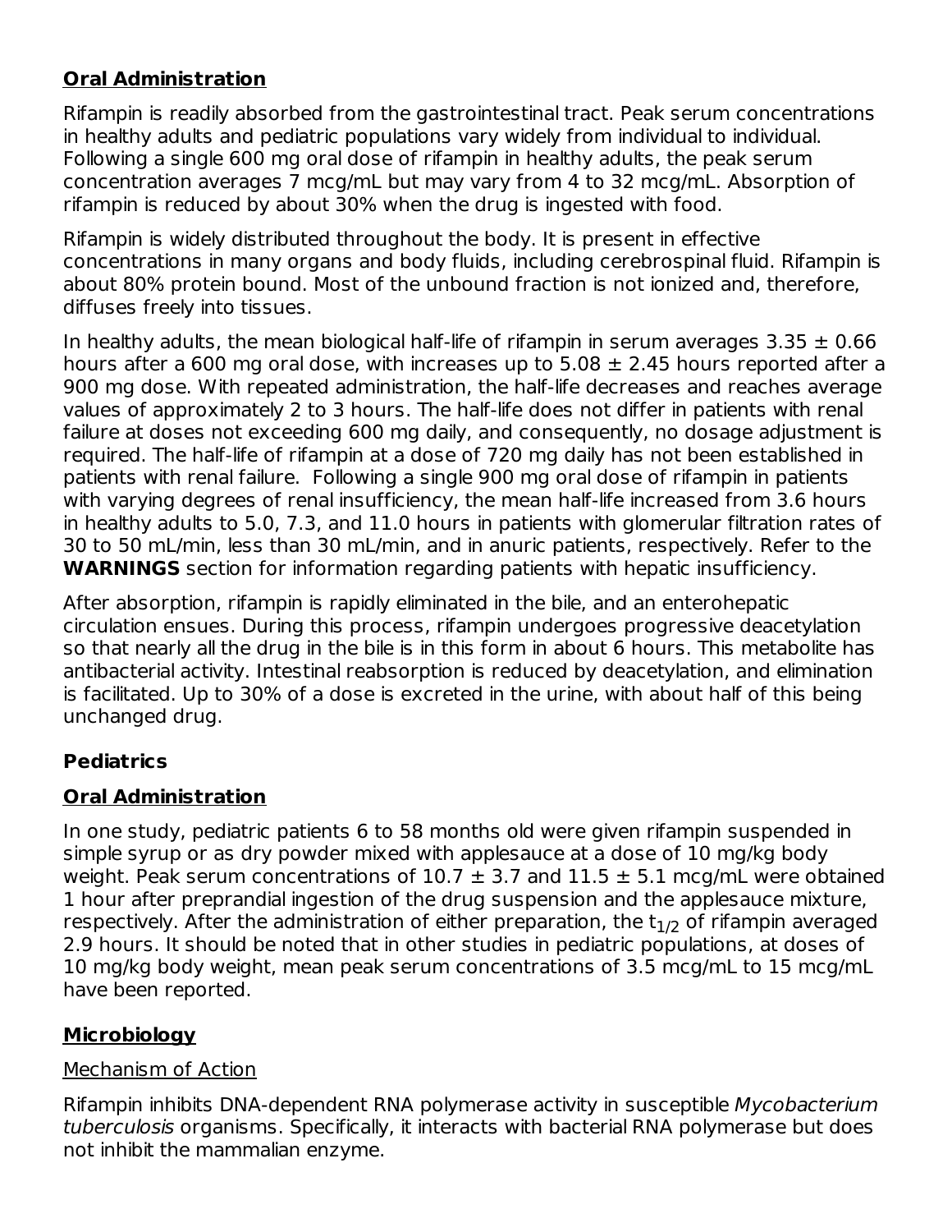## **Oral Administration**

Rifampin is readily absorbed from the gastrointestinal tract. Peak serum concentrations in healthy adults and pediatric populations vary widely from individual to individual. Following a single 600 mg oral dose of rifampin in healthy adults, the peak serum concentration averages 7 mcg/mL but may vary from 4 to 32 mcg/mL. Absorption of rifampin is reduced by about 30% when the drug is ingested with food.

Rifampin is widely distributed throughout the body. It is present in effective concentrations in many organs and body fluids, including cerebrospinal fluid. Rifampin is about 80% protein bound. Most of the unbound fraction is not ionized and, therefore, diffuses freely into tissues.

In healthy adults, the mean biological half-life of rifampin in serum averages $3.35 \pm 0.66$ hours after a 600 mg oral dose, with increases up to $5.08 \pm 2.45$ hours reported after a 900 mg dose. With repeated administration, the half-life decreases and reaches average values of approximately 2 to 3 hours. The half-life does not differ in patients with renal failure at doses not exceeding 600 mg daily, and consequently, no dosage adjustment is required. The half-life of rifampin at a dose of 720 mg daily has not been established in patients with renal failure. Following a single 900 mg oral dose of rifampin in patients with varying degrees of renal insufficiency, the mean half-life increased from 3.6 hours in healthy adults to 5.0, 7.3, and 11.0 hours in patients with glomerular filtration rates of 30 to 50 mL/min, less than 30 mL/min, and in anuric patients, respectively. Refer to the **WARNINGS** section for information regarding patients with hepatic insufficiency.

After absorption, rifampin is rapidly eliminated in the bile, and an enterohepatic circulation ensues. During this process, rifampin undergoes progressive deacetylation so that nearly all the drug in the bile is in this form in about 6 hours. This metabolite has antibacterial activity. Intestinal reabsorption is reduced by deacetylation, and elimination is facilitated. Up to 30% of a dose is excreted in the urine, with about half of this being unchanged drug.

### **Pediatrics**

## **Oral Administration**

In one study, pediatric patients 6 to 58 months old were given rifampin suspended in simple syrup or as dry powder mixed with applesauce at a dose of 10 mg/kg body weight. Peak serum concentrations of $10.7 \pm 3.7$ and $11.5 \pm 5.1$ mcg/mL were obtained 1 hour after preprandial ingestion of the drug suspension and the applesauce mixture, respectively. After the administration of either preparation, the $t_{1/2}$ of rifampin averaged 2.9 hours. It should be noted that in other studies in pediatric populations, at doses of 10 mg/kg body weight, mean peak serum concentrations of 3.5 mcg/mL to 15 mcg/mL have been reported.

## **Microbiology**

Mechanism of Action

Rifampin inhibits DNA-dependent RNA polymerase activity in susceptible *Mycobacterium tuberculosis* organisms. Specifically, it interacts with bacterial RNA polymerase but does not inhibit the mammalian enzyme.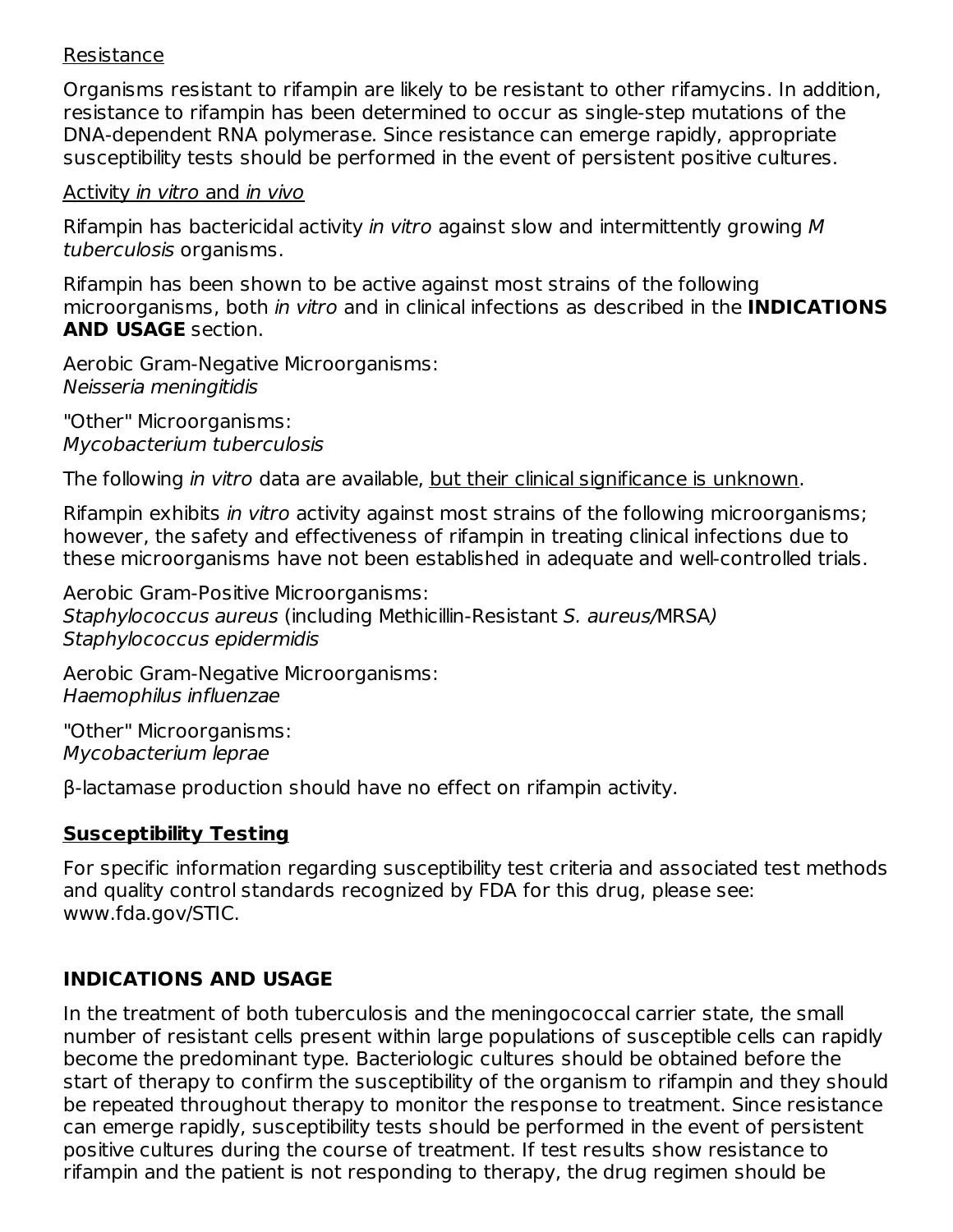Resistance

Organisms resistant to rifampin are likely to be resistant to other rifamycins. In addition, resistance to rifampin has been determined to occur as single-step mutations of the DNA-dependent RNA polymerase. Since resistance can emerge rapidly, appropriate susceptibility tests should be performed in the event of persistent positive cultures.

Activity *in vitro* and *in vivo*

Rifampin has bactericidal activity *in vitro* against slow and intermittently growing *M tuberculosis* organisms.

Rifampin has been shown to be active against most strains of the following microorganisms, both *in vitro* and in clinical infections as described in the **INDICATIONS AND USAGE** section.

Aerobic Gram-Negative Microorganisms:
*Neisseria meningitidis*

"Other" Microorganisms:
*Mycobacterium tuberculosis*

The following *in vitro* data are available, but their clinical significance is unknown.

Rifampin exhibits *in vitro* activity against most strains of the following microorganisms; however, the safety and effectiveness of rifampin in treating clinical infections due to these microorganisms have not been established in adequate and well-controlled trials.

Aerobic Gram-Positive Microorganisms:
*Staphylococcus aureus* (including Methicillin-Resistant *S. aureus*/MRSA)
*Staphylococcus epidermidis*

Aerobic Gram-Negative Microorganisms:
*Haemophilus influenzae*

"Other" Microorganisms:
*Mycobacterium leprae*

β-lactamase production should have no effect on rifampin activity.

**Susceptibility Testing**

For specific information regarding susceptibility test criteria and associated test methods and quality control standards recognized by FDA for this drug, please see: www.fda.gov/STIC.

## INDICATIONS AND USAGE

In the treatment of both tuberculosis and the meningococcal carrier state, the small number of resistant cells present within large populations of susceptible cells can rapidly become the predominant type. Bacteriologic cultures should be obtained before the start of therapy to confirm the susceptibility of the organism to rifampin and they should be repeated throughout therapy to monitor the response to treatment. Since resistance can emerge rapidly, susceptibility tests should be performed in the event of persistent positive cultures during the course of treatment. If test results show resistance to rifampin and the patient is not responding to therapy, the drug regimen should be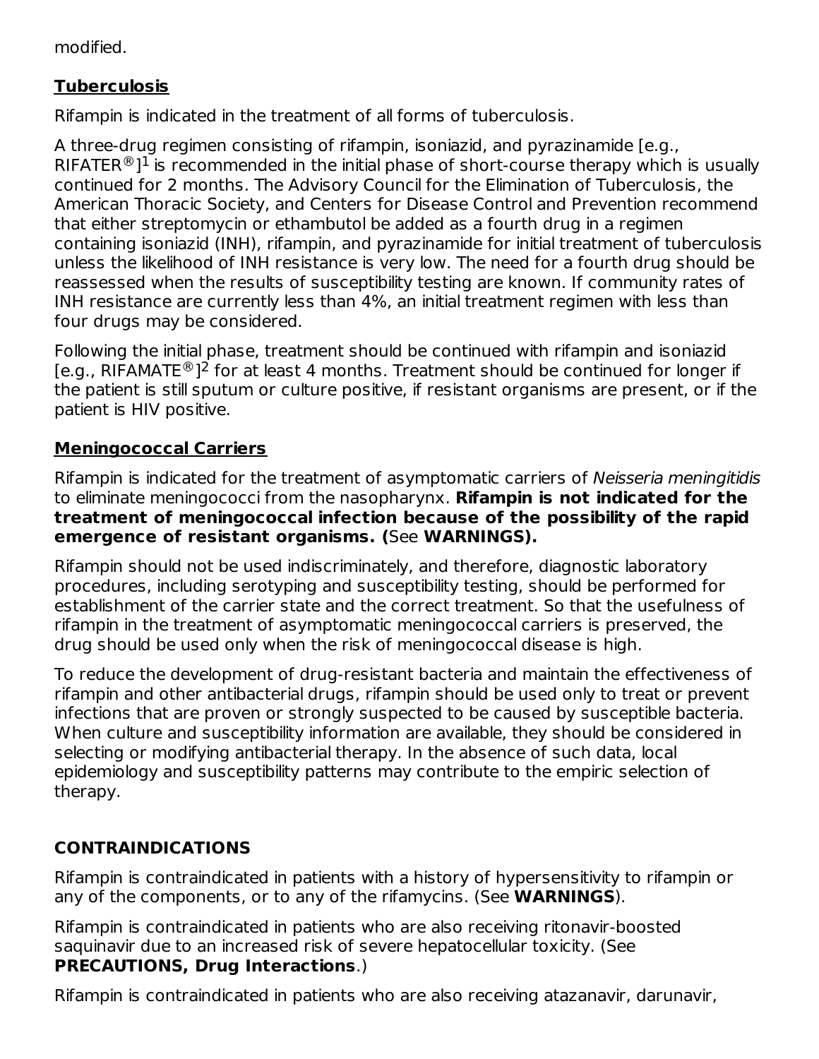modified.

**Tuberculosis**

Rifampin is indicated in the treatment of all forms of tuberculosis.

A three-drug regimen consisting of rifampin, isoniazid, and pyrazinamide [e.g., RIFATER®][1] is recommended in the initial phase of short-course therapy which is usually continued for 2 months. The Advisory Council for the Elimination of Tuberculosis, the American Thoracic Society, and Centers for Disease Control and Prevention recommend that either streptomycin or ethambutol be added as a fourth drug in a regimen containing isoniazid (INH), rifampin, and pyrazinamide for initial treatment of tuberculosis unless the likelihood of INH resistance is very low. The need for a fourth drug should be reassessed when the results of susceptibility testing are known. If community rates of INH resistance are currently less than 4%, an initial treatment regimen with less than four drugs may be considered.

Following the initial phase, treatment should be continued with rifampin and isoniazid [e.g., RIFAMATE®][2] for at least 4 months. Treatment should be continued for longer if the patient is still sputum or culture positive, if resistant organisms are present, or if the patient is HIV positive.

**Meningococcal Carriers**

Rifampin is indicated for the treatment of asymptomatic carriers of *Neisseria meningitidis* to eliminate meningococci from the nasopharynx. **Rifampin is not indicated for the treatment of meningococcal infection because of the possibility of the rapid emergence of resistant organisms. (**See **WARNINGS).**

Rifampin should not be used indiscriminately, and therefore, diagnostic laboratory procedures, including serotyping and susceptibility testing, should be performed for establishment of the carrier state and the correct treatment. So that the usefulness of rifampin in the treatment of asymptomatic meningococcal carriers is preserved, the drug should be used only when the risk of meningococcal disease is high.

To reduce the development of drug-resistant bacteria and maintain the effectiveness of rifampin and other antibacterial drugs, rifampin should be used only to treat or prevent infections that are proven or strongly suspected to be caused by susceptible bacteria. When culture and susceptibility information are available, they should be considered in selecting or modifying antibacterial therapy. In the absence of such data, local epidemiology and susceptibility patterns may contribute to the empiric selection of therapy.

## CONTRAINDICATIONS

Rifampin is contraindicated in patients with a history of hypersensitivity to rifampin or any of the components, or to any of the rifamycins. (See **WARNINGS**).

Rifampin is contraindicated in patients who are also receiving ritonavir-boosted saquinavir due to an increased risk of severe hepatocellular toxicity. (See **PRECAUTIONS, Drug Interactions**.)

Rifampin is contraindicated in patients who are also receiving atazanavir, darunavir,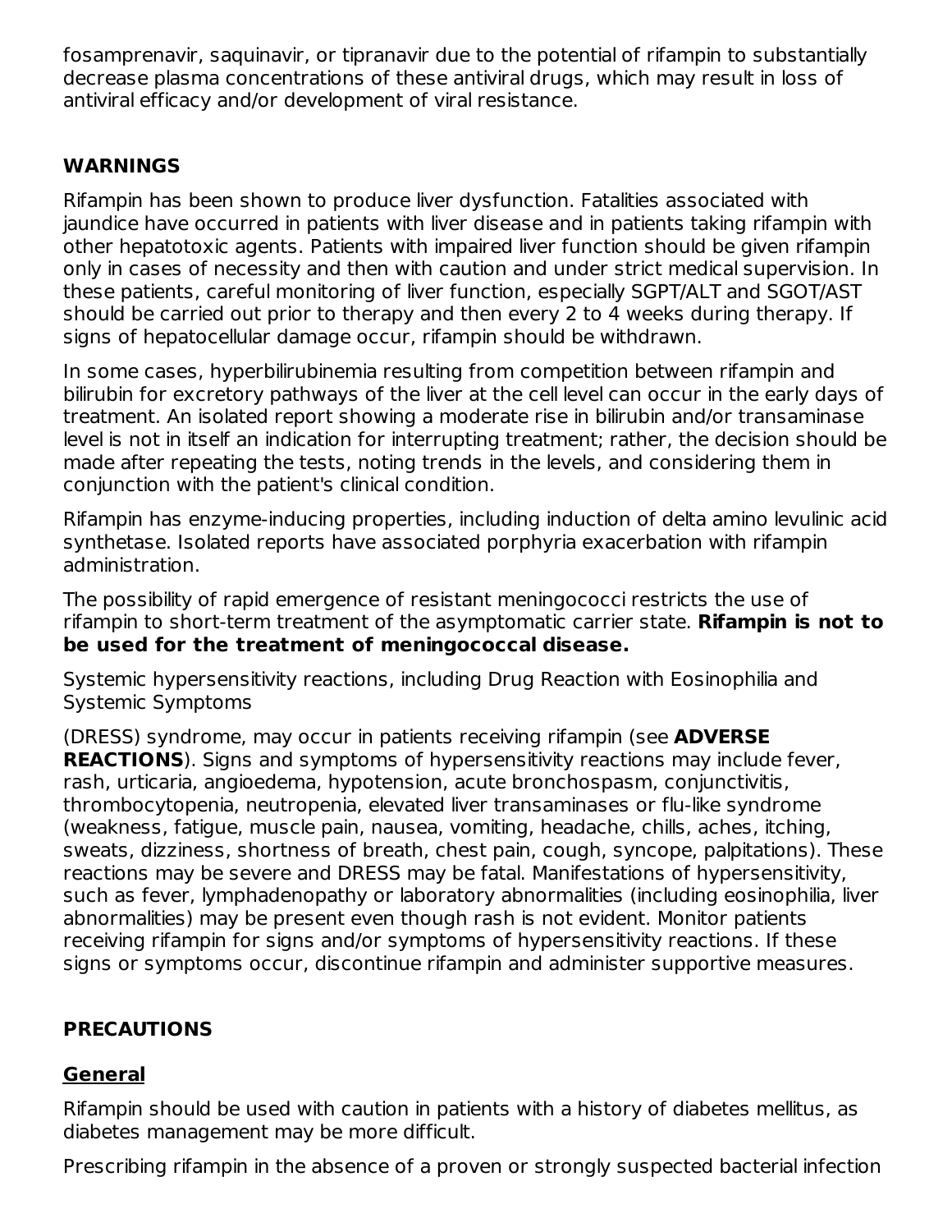fosamprenavir, saquinavir, or tipranavir due to the potential of rifampin to substantially decrease plasma concentrations of these antiviral drugs, which may result in loss of antiviral efficacy and/or development of viral resistance.

## WARNINGS

Rifampin has been shown to produce liver dysfunction. Fatalities associated with jaundice have occurred in patients with liver disease and in patients taking rifampin with other hepatotoxic agents. Patients with impaired liver function should be given rifampin only in cases of necessity and then with caution and under strict medical supervision. In these patients, careful monitoring of liver function, especially SGPT/ALT and SGOT/AST should be carried out prior to therapy and then every 2 to 4 weeks during therapy. If signs of hepatocellular damage occur, rifampin should be withdrawn.

In some cases, hyperbilirubinemia resulting from competition between rifampin and bilirubin for excretory pathways of the liver at the cell level can occur in the early days of treatment. An isolated report showing a moderate rise in bilirubin and/or transaminase level is not in itself an indication for interrupting treatment; rather, the decision should be made after repeating the tests, noting trends in the levels, and considering them in conjunction with the patient's clinical condition.

Rifampin has enzyme-inducing properties, including induction of delta amino levulinic acid synthetase. Isolated reports have associated porphyria exacerbation with rifampin administration.

The possibility of rapid emergence of resistant meningococci restricts the use of rifampin to short-term treatment of the asymptomatic carrier state. **Rifampin is not to be used for the treatment of meningococcal disease.**

Systemic hypersensitivity reactions, including Drug Reaction with Eosinophilia and Systemic Symptoms

(DRESS) syndrome, may occur in patients receiving rifampin (see **ADVERSE REACTIONS**). Signs and symptoms of hypersensitivity reactions may include fever, rash, urticaria, angioedema, hypotension, acute bronchospasm, conjunctivitis, thrombocytopenia, neutropenia, elevated liver transaminases or flu-like syndrome (weakness, fatigue, muscle pain, nausea, vomiting, headache, chills, aches, itching, sweats, dizziness, shortness of breath, chest pain, cough, syncope, palpitations). These reactions may be severe and DRESS may be fatal. Manifestations of hypersensitivity, such as fever, lymphadenopathy or laboratory abnormalities (including eosinophilia, liver abnormalities) may be present even though rash is not evident. Monitor patients receiving rifampin for signs and/or symptoms of hypersensitivity reactions. If these signs or symptoms occur, discontinue rifampin and administer supportive measures.

## PRECAUTIONS

### General

Rifampin should be used with caution in patients with a history of diabetes mellitus, as diabetes management may be more difficult.

Prescribing rifampin in the absence of a proven or strongly suspected bacterial infection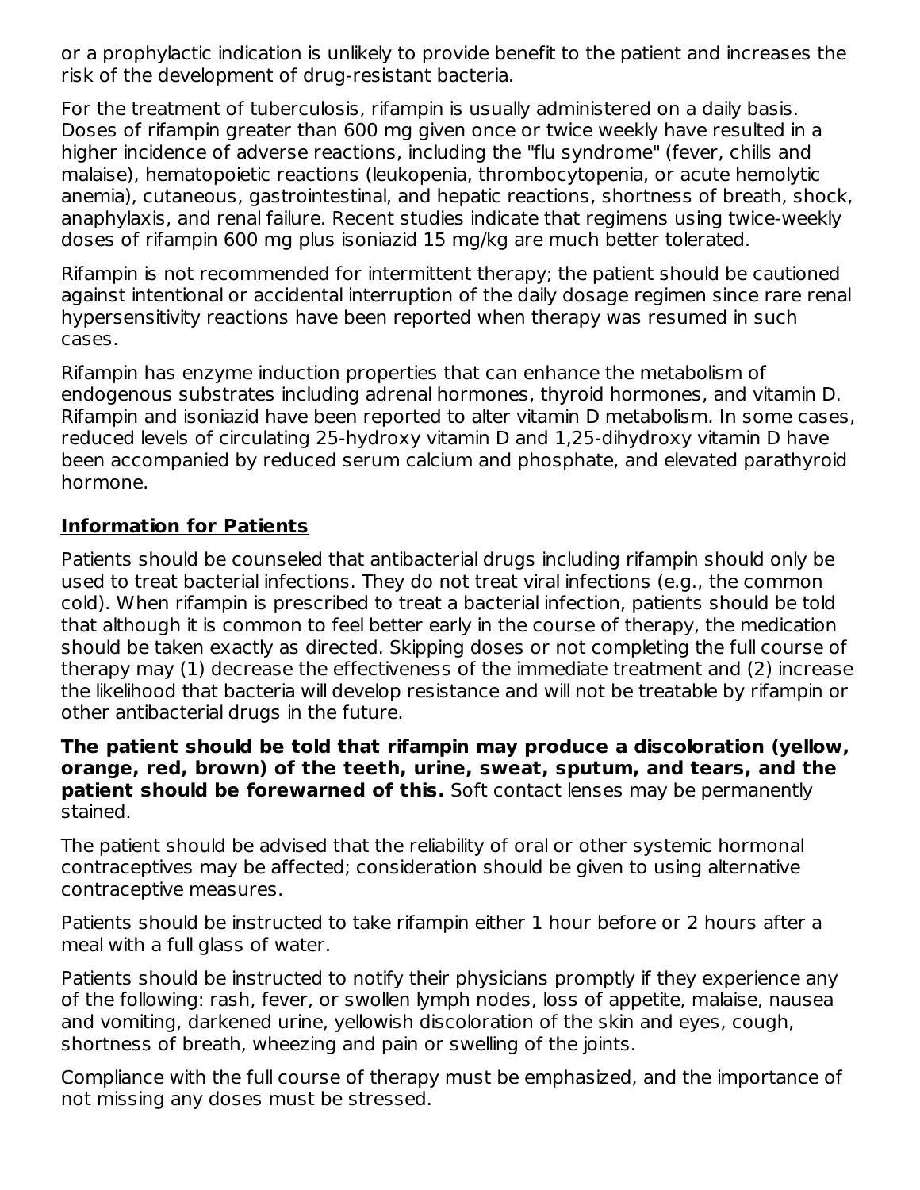or a prophylactic indication is unlikely to provide benefit to the patient and increases the risk of the development of drug-resistant bacteria.

For the treatment of tuberculosis, rifampin is usually administered on a daily basis. Doses of rifampin greater than 600 mg given once or twice weekly have resulted in a higher incidence of adverse reactions, including the "flu syndrome" (fever, chills and malaise), hematopoietic reactions (leukopenia, thrombocytopenia, or acute hemolytic anemia), cutaneous, gastrointestinal, and hepatic reactions, shortness of breath, shock, anaphylaxis, and renal failure. Recent studies indicate that regimens using twice-weekly doses of rifampin 600 mg plus isoniazid 15 mg/kg are much better tolerated.

Rifampin is not recommended for intermittent therapy; the patient should be cautioned against intentional or accidental interruption of the daily dosage regimen since rare renal hypersensitivity reactions have been reported when therapy was resumed in such cases.

Rifampin has enzyme induction properties that can enhance the metabolism of endogenous substrates including adrenal hormones, thyroid hormones, and vitamin D. Rifampin and isoniazid have been reported to alter vitamin D metabolism. In some cases, reduced levels of circulating 25-hydroxy vitamin D and 1,25-dihydroxy vitamin D have been accompanied by reduced serum calcium and phosphate, and elevated parathyroid hormone.

## Information for Patients

Patients should be counseled that antibacterial drugs including rifampin should only be used to treat bacterial infections. They do not treat viral infections (e.g., the common cold). When rifampin is prescribed to treat a bacterial infection, patients should be told that although it is common to feel better early in the course of therapy, the medication should be taken exactly as directed. Skipping doses or not completing the full course of therapy may (1) decrease the effectiveness of the immediate treatment and (2) increase the likelihood that bacteria will develop resistance and will not be treatable by rifampin or other antibacterial drugs in the future.

**The patient should be told that rifampin may produce a discoloration (yellow, orange, red, brown) of the teeth, urine, sweat, sputum, and tears, and the patient should be forewarned of this.** Soft contact lenses may be permanently stained.

The patient should be advised that the reliability of oral or other systemic hormonal contraceptives may be affected; consideration should be given to using alternative contraceptive measures.

Patients should be instructed to take rifampin either 1 hour before or 2 hours after a meal with a full glass of water.

Patients should be instructed to notify their physicians promptly if they experience any of the following: rash, fever, or swollen lymph nodes, loss of appetite, malaise, nausea and vomiting, darkened urine, yellowish discoloration of the skin and eyes, cough, shortness of breath, wheezing and pain or swelling of the joints.

Compliance with the full course of therapy must be emphasized, and the importance of not missing any doses must be stressed.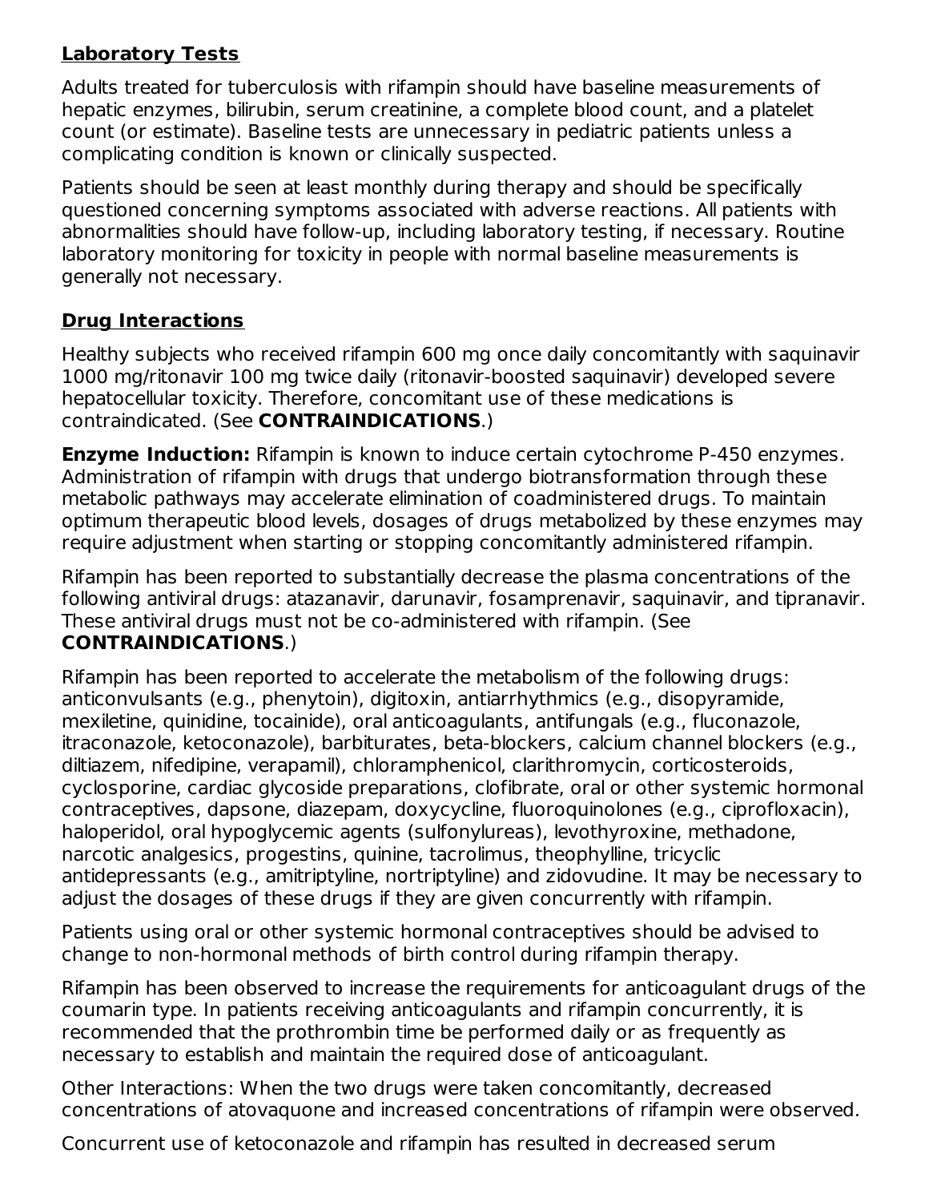## Laboratory Tests

Adults treated for tuberculosis with rifampin should have baseline measurements of hepatic enzymes, bilirubin, serum creatinine, a complete blood count, and a platelet count (or estimate). Baseline tests are unnecessary in pediatric patients unless a complicating condition is known or clinically suspected.

Patients should be seen at least monthly during therapy and should be specifically questioned concerning symptoms associated with adverse reactions. All patients with abnormalities should have follow-up, including laboratory testing, if necessary. Routine laboratory monitoring for toxicity in people with normal baseline measurements is generally not necessary.

## Drug Interactions

Healthy subjects who received rifampin 600 mg once daily concomitantly with saquinavir 1000 mg/ritonavir 100 mg twice daily (ritonavir-boosted saquinavir) developed severe hepatocellular toxicity. Therefore, concomitant use of these medications is contraindicated. (See **CONTRAINDICATIONS**.)

**Enzyme Induction:** Rifampin is known to induce certain cytochrome P-450 enzymes. Administration of rifampin with drugs that undergo biotransformation through these metabolic pathways may accelerate elimination of coadministered drugs. To maintain optimum therapeutic blood levels, dosages of drugs metabolized by these enzymes may require adjustment when starting or stopping concomitantly administered rifampin.

Rifampin has been reported to substantially decrease the plasma concentrations of the following antiviral drugs: atazanavir, darunavir, fosamprenavir, saquinavir, and tipranavir. These antiviral drugs must not be co-administered with rifampin. (See **CONTRAINDICATIONS**.)

Rifampin has been reported to accelerate the metabolism of the following drugs: anticonvulsants (e.g., phenytoin), digitoxin, antiarrhythmics (e.g., disopyramide, mexiletine, quinidine, tocainide), oral anticoagulants, antifungals (e.g., fluconazole, itraconazole, ketoconazole), barbiturates, beta-blockers, calcium channel blockers (e.g., diltiazem, nifedipine, verapamil), chloramphenicol, clarithromycin, corticosteroids, cyclosporine, cardiac glycoside preparations, clofibrate, oral or other systemic hormonal contraceptives, dapsone, diazepam, doxycycline, fluoroquinolones (e.g., ciprofloxacin), haloperidol, oral hypoglycemic agents (sulfonylureas), levothyroxine, methadone, narcotic analgesics, progestins, quinine, tacrolimus, theophylline, tricyclic antidepressants (e.g., amitriptyline, nortriptyline) and zidovudine. It may be necessary to adjust the dosages of these drugs if they are given concurrently with rifampin.

Patients using oral or other systemic hormonal contraceptives should be advised to change to non-hormonal methods of birth control during rifampin therapy.

Rifampin has been observed to increase the requirements for anticoagulant drugs of the coumarin type. In patients receiving anticoagulants and rifampin concurrently, it is recommended that the prothrombin time be performed daily or as frequently as necessary to establish and maintain the required dose of anticoagulant.

Other Interactions: When the two drugs were taken concomitantly, decreased concentrations of atovaquone and increased concentrations of rifampin were observed.

Concurrent use of ketoconazole and rifampin has resulted in decreased serum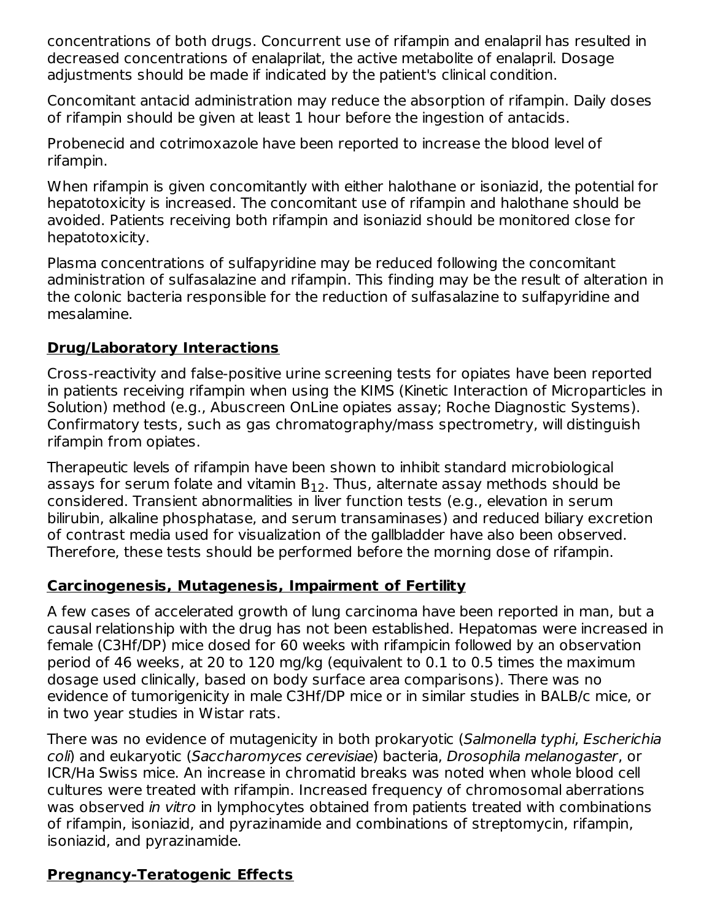concentrations of both drugs. Concurrent use of rifampin and enalapril has resulted in decreased concentrations of enalaprilat, the active metabolite of enalapril. Dosage adjustments should be made if indicated by the patient's clinical condition.

Concomitant antacid administration may reduce the absorption of rifampin. Daily doses of rifampin should be given at least 1 hour before the ingestion of antacids.

Probenecid and cotrimoxazole have been reported to increase the blood level of rifampin.

When rifampin is given concomitantly with either halothane or isoniazid, the potential for hepatotoxicity is increased. The concomitant use of rifampin and halothane should be avoided. Patients receiving both rifampin and isoniazid should be monitored close for hepatotoxicity.

Plasma concentrations of sulfapyridine may be reduced following the concomitant administration of sulfasalazine and rifampin. This finding may be the result of alteration in the colonic bacteria responsible for the reduction of sulfasalazine to sulfapyridine and mesalamine.

## Drug/Laboratory Interactions

Cross-reactivity and false-positive urine screening tests for opiates have been reported in patients receiving rifampin when using the KIMS (Kinetic Interaction of Microparticles in Solution) method (e.g., Abuscreen OnLine opiates assay; Roche Diagnostic Systems). Confirmatory tests, such as gas chromatography/mass spectrometry, will distinguish rifampin from opiates.

Therapeutic levels of rifampin have been shown to inhibit standard microbiological assays for serum folate and vitamin $B_{12}$. Thus, alternate assay methods should be considered. Transient abnormalities in liver function tests (e.g., elevation in serum bilirubin, alkaline phosphatase, and serum transaminases) and reduced biliary excretion of contrast media used for visualization of the gallbladder have also been observed. Therefore, these tests should be performed before the morning dose of rifampin.

## Carcinogenesis, Mutagenesis, Impairment of Fertility

A few cases of accelerated growth of lung carcinoma have been reported in man, but a causal relationship with the drug has not been established. Hepatomas were increased in female (C3Hf/DP) mice dosed for 60 weeks with rifampicin followed by an observation period of 46 weeks, at 20 to 120 mg/kg (equivalent to 0.1 to 0.5 times the maximum dosage used clinically, based on body surface area comparisons). There was no evidence of tumorigenicity in male C3Hf/DP mice or in similar studies in BALB/c mice, or in two year studies in Wistar rats.

There was no evidence of mutagenicity in both prokaryotic (*Salmonella typhi*, *Escherichia coli*) and eukaryotic (*Saccharomyces cerevisiae*) bacteria, *Drosophila melanogaster*, or ICR/Ha Swiss mice. An increase in chromatid breaks was noted when whole blood cell cultures were treated with rifampin. Increased frequency of chromosomal aberrations was observed *in vitro* in lymphocytes obtained from patients treated with combinations of rifampin, isoniazid, and pyrazinamide and combinations of streptomycin, rifampin, isoniazid, and pyrazinamide.

## Pregnancy-Teratogenic Effects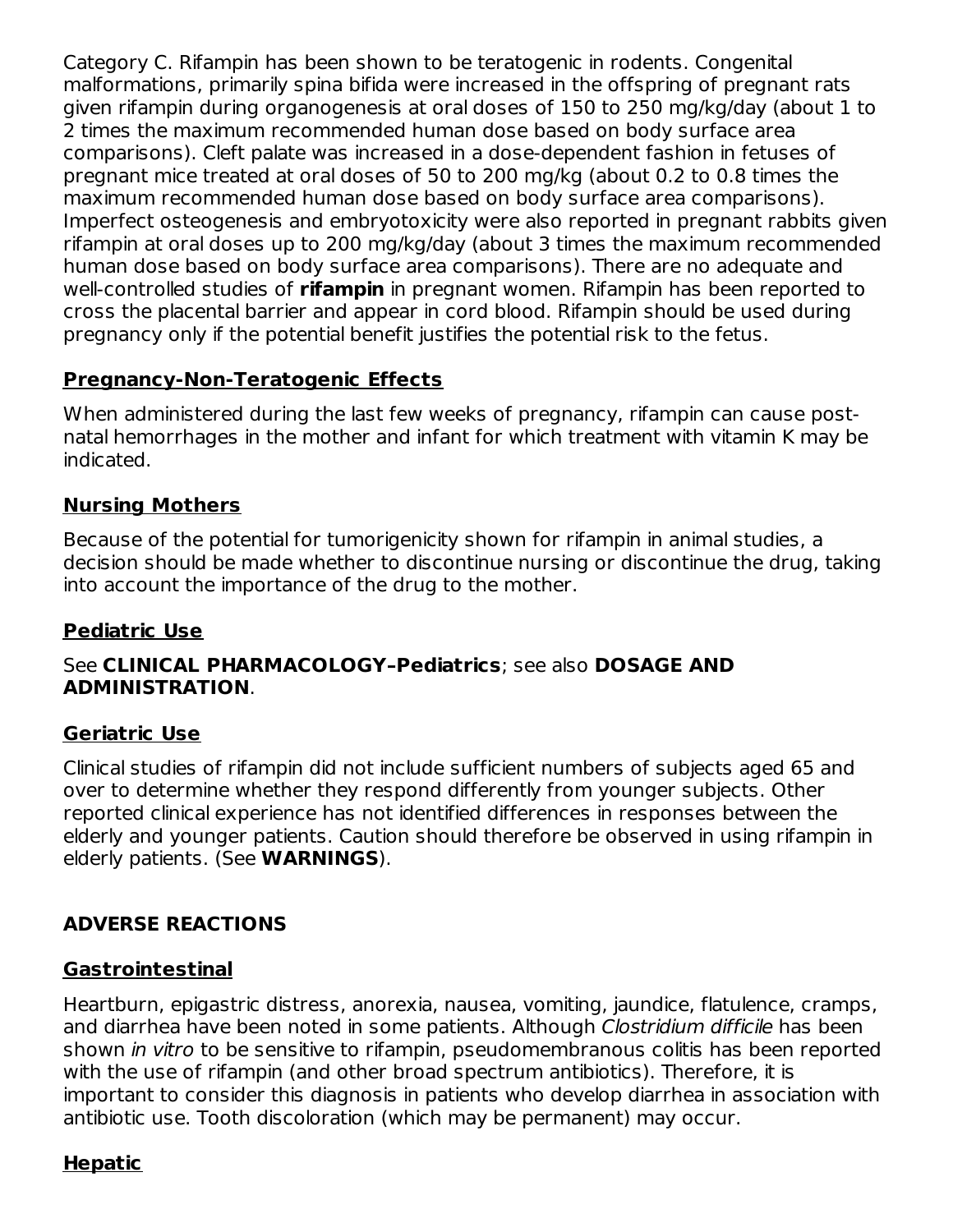Category C. Rifampin has been shown to be teratogenic in rodents. Congenital malformations, primarily spina bifida were increased in the offspring of pregnant rats given rifampin during organogenesis at oral doses of 150 to 250 mg/kg/day (about 1 to 2 times the maximum recommended human dose based on body surface area comparisons). Cleft palate was increased in a dose-dependent fashion in fetuses of pregnant mice treated at oral doses of 50 to 200 mg/kg (about 0.2 to 0.8 times the maximum recommended human dose based on body surface area comparisons). Imperfect osteogenesis and embryotoxicity were also reported in pregnant rabbits given rifampin at oral doses up to 200 mg/kg/day (about 3 times the maximum recommended human dose based on body surface area comparisons). There are no adequate and well-controlled studies of **rifampin** in pregnant women. Rifampin has been reported to cross the placental barrier and appear in cord blood. Rifampin should be used during pregnancy only if the potential benefit justifies the potential risk to the fetus.

### Pregnancy-Non-Teratogenic Effects

When administered during the last few weeks of pregnancy, rifampin can cause post-natal hemorrhages in the mother and infant for which treatment with vitamin K may be indicated.

### Nursing Mothers

Because of the potential for tumorigenicity shown for rifampin in animal studies, a decision should be made whether to discontinue nursing or discontinue the drug, taking into account the importance of the drug to the mother.

### Pediatric Use

See **CLINICAL PHARMACOLOGY–Pediatrics**; see also **DOSAGE AND ADMINISTRATION**.

### Geriatric Use

Clinical studies of rifampin did not include sufficient numbers of subjects aged 65 and over to determine whether they respond differently from younger subjects. Other reported clinical experience has not identified differences in responses between the elderly and younger patients. Caution should therefore be observed in using rifampin in elderly patients. (See **WARNINGS**).

## ADVERSE REACTIONS

### Gastrointestinal

Heartburn, epigastric distress, anorexia, nausea, vomiting, jaundice, flatulence, cramps, and diarrhea have been noted in some patients. Although *Clostridium difficile* has been shown *in vitro* to be sensitive to rifampin, pseudomembranous colitis has been reported with the use of rifampin (and other broad spectrum antibiotics). Therefore, it is important to consider this diagnosis in patients who develop diarrhea in association with antibiotic use. Tooth discoloration (which may be permanent) may occur.

### Hepatic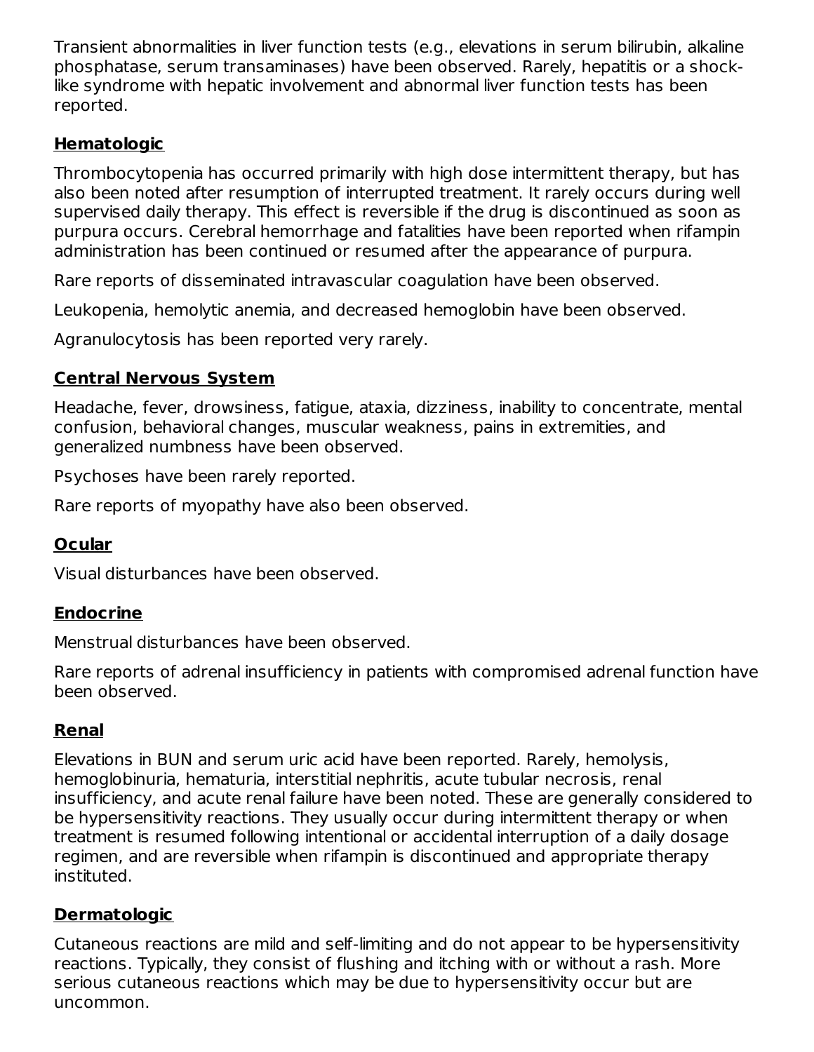Transient abnormalities in liver function tests (e.g., elevations in serum bilirubin, alkaline phosphatase, serum transaminases) have been observed. Rarely, hepatitis or a shock-like syndrome with hepatic involvement and abnormal liver function tests has been reported.

**Hematologic**

Thrombocytopenia has occurred primarily with high dose intermittent therapy, but has also been noted after resumption of interrupted treatment. It rarely occurs during well supervised daily therapy. This effect is reversible if the drug is discontinued as soon as purpura occurs. Cerebral hemorrhage and fatalities have been reported when rifampin administration has been continued or resumed after the appearance of purpura.

Rare reports of disseminated intravascular coagulation have been observed.

Leukopenia, hemolytic anemia, and decreased hemoglobin have been observed.

Agranulocytosis has been reported very rarely.

**Central Nervous System**

Headache, fever, drowsiness, fatigue, ataxia, dizziness, inability to concentrate, mental confusion, behavioral changes, muscular weakness, pains in extremities, and generalized numbness have been observed.

Psychoses have been rarely reported.

Rare reports of myopathy have also been observed.

**Ocular**

Visual disturbances have been observed.

**Endocrine**

Menstrual disturbances have been observed.

Rare reports of adrenal insufficiency in patients with compromised adrenal function have been observed.

**Renal**

Elevations in BUN and serum uric acid have been reported. Rarely, hemolysis, hemoglobinuria, hematuria, interstitial nephritis, acute tubular necrosis, renal insufficiency, and acute renal failure have been noted. These are generally considered to be hypersensitivity reactions. They usually occur during intermittent therapy or when treatment is resumed following intentional or accidental interruption of a daily dosage regimen, and are reversible when rifampin is discontinued and appropriate therapy instituted.

**Dermatologic**

Cutaneous reactions are mild and self-limiting and do not appear to be hypersensitivity reactions. Typically, they consist of flushing and itching with or without a rash. More serious cutaneous reactions which may be due to hypersensitivity occur but are uncommon.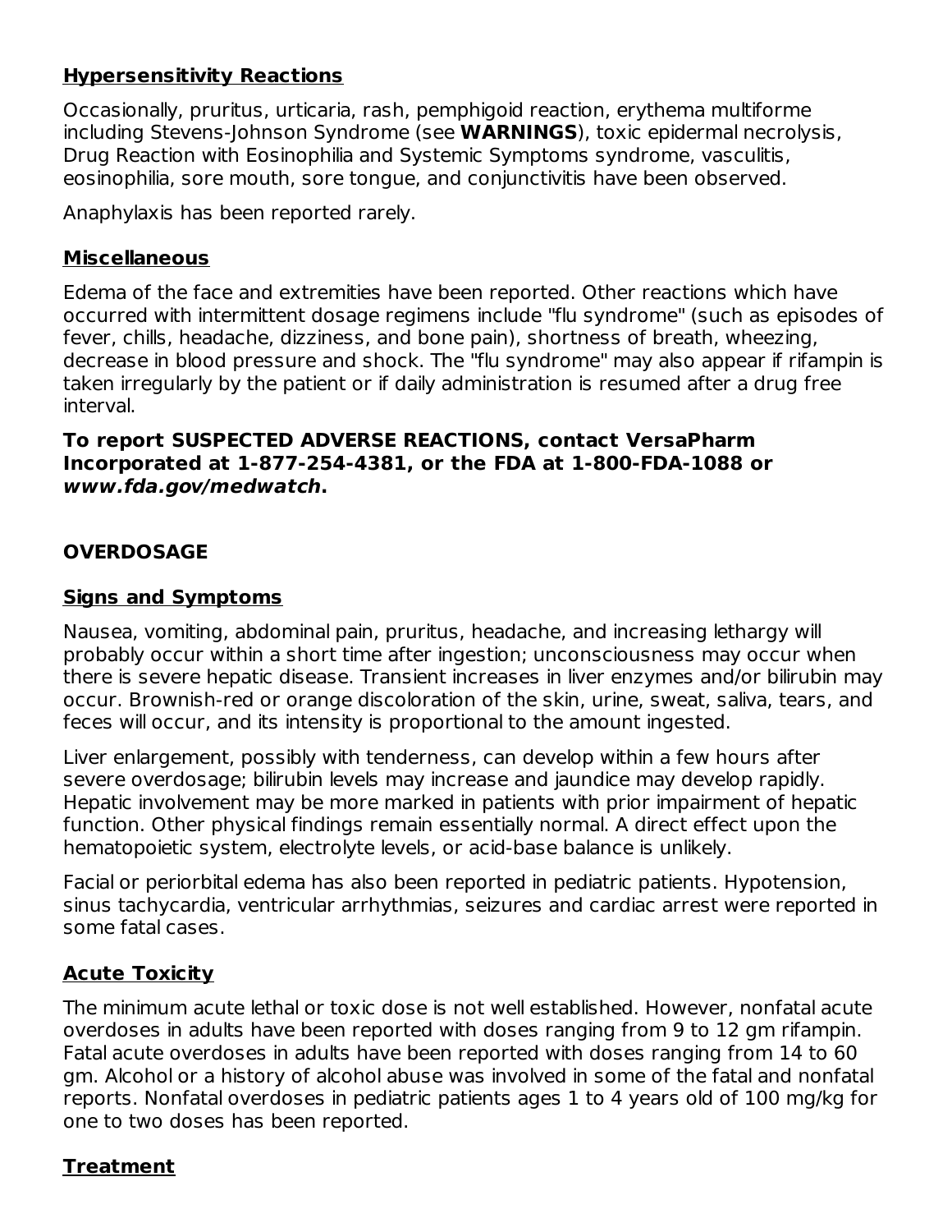### Hypersensitivity Reactions

Occasionally, pruritus, urticaria, rash, pemphigoid reaction, erythema multiforme including Stevens-Johnson Syndrome (see **WARNINGS**), toxic epidermal necrolysis, Drug Reaction with Eosinophilia and Systemic Symptoms syndrome, vasculitis, eosinophilia, sore mouth, sore tongue, and conjunctivitis have been observed.

Anaphylaxis has been reported rarely.

### Miscellaneous

Edema of the face and extremities have been reported. Other reactions which have occurred with intermittent dosage regimens include "flu syndrome" (such as episodes of fever, chills, headache, dizziness, and bone pain), shortness of breath, wheezing, decrease in blood pressure and shock. The "flu syndrome" may also appear if rifampin is taken irregularly by the patient or if daily administration is resumed after a drug free interval.

**To report SUSPECTED ADVERSE REACTIONS, contact VersaPharm Incorporated at 1-877-254-4381, or the FDA at 1-800-FDA-1088 or *www.fda.gov/medwatch*.**

## OVERDOSAGE

### Signs and Symptoms

Nausea, vomiting, abdominal pain, pruritus, headache, and increasing lethargy will probably occur within a short time after ingestion; unconsciousness may occur when there is severe hepatic disease. Transient increases in liver enzymes and/or bilirubin may occur. Brownish-red or orange discoloration of the skin, urine, sweat, saliva, tears, and feces will occur, and its intensity is proportional to the amount ingested.

Liver enlargement, possibly with tenderness, can develop within a few hours after severe overdosage; bilirubin levels may increase and jaundice may develop rapidly. Hepatic involvement may be more marked in patients with prior impairment of hepatic function. Other physical findings remain essentially normal. A direct effect upon the hematopoietic system, electrolyte levels, or acid-base balance is unlikely.

Facial or periorbital edema has also been reported in pediatric patients. Hypotension, sinus tachycardia, ventricular arrhythmias, seizures and cardiac arrest were reported in some fatal cases.

### Acute Toxicity

The minimum acute lethal or toxic dose is not well established. However, nonfatal acute overdoses in adults have been reported with doses ranging from 9 to 12 gm rifampin. Fatal acute overdoses in adults have been reported with doses ranging from 14 to 60 gm. Alcohol or a history of alcohol abuse was involved in some of the fatal and nonfatal reports. Nonfatal overdoses in pediatric patients ages 1 to 4 years old of 100 mg/kg for one to two doses has been reported.

### Treatment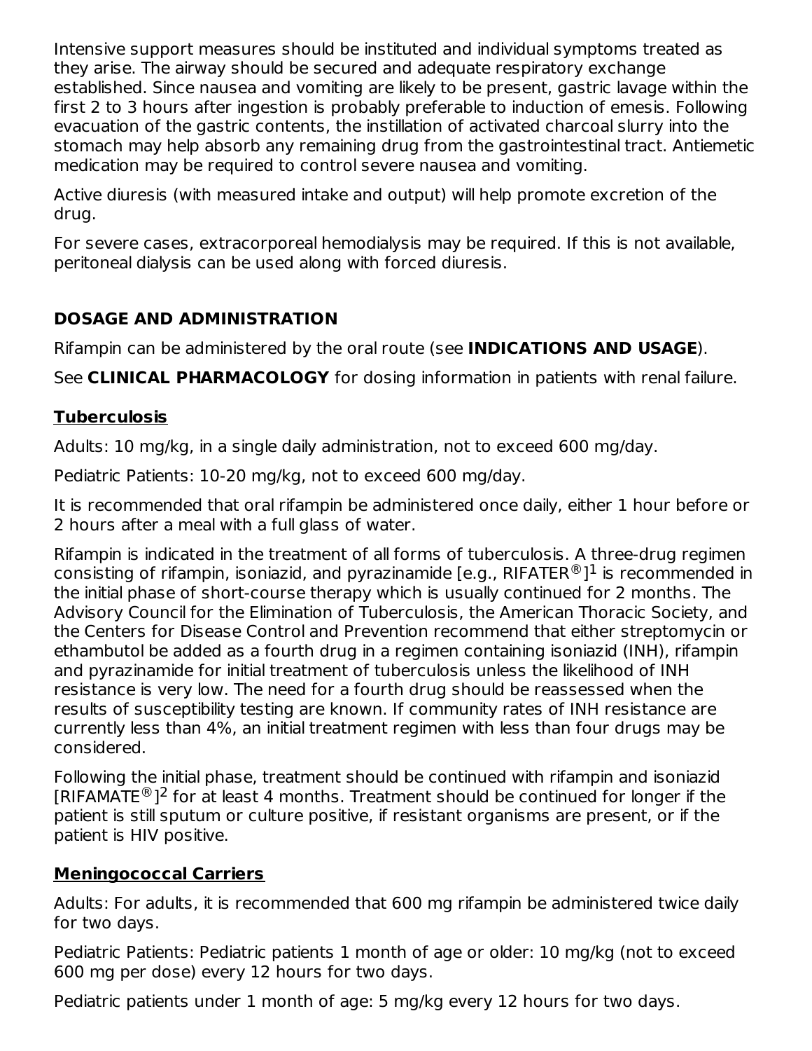Intensive support measures should be instituted and individual symptoms treated as they arise. The airway should be secured and adequate respiratory exchange established. Since nausea and vomiting are likely to be present, gastric lavage within the first 2 to 3 hours after ingestion is probably preferable to induction of emesis. Following evacuation of the gastric contents, the instillation of activated charcoal slurry into the stomach may help absorb any remaining drug from the gastrointestinal tract. Antiemetic medication may be required to control severe nausea and vomiting.

Active diuresis (with measured intake and output) will help promote excretion of the drug.

For severe cases, extracorporeal hemodialysis may be required. If this is not available, peritoneal dialysis can be used along with forced diuresis.

## DOSAGE AND ADMINISTRATION

Rifampin can be administered by the oral route (see **INDICATIONS AND USAGE**).

See **CLINICAL PHARMACOLOGY** for dosing information in patients with renal failure.

### Tuberculosis

Adults: 10 mg/kg, in a single daily administration, not to exceed 600 mg/day.

Pediatric Patients: 10-20 mg/kg, not to exceed 600 mg/day.

It is recommended that oral rifampin be administered once daily, either 1 hour before or 2 hours after a meal with a full glass of water.

Rifampin is indicated in the treatment of all forms of tuberculosis. A three-drug regimen consisting of rifampin, isoniazid, and pyrazinamide [e.g., RIFATER®][1] is recommended in the initial phase of short-course therapy which is usually continued for 2 months. The Advisory Council for the Elimination of Tuberculosis, the American Thoracic Society, and the Centers for Disease Control and Prevention recommend that either streptomycin or ethambutol be added as a fourth drug in a regimen containing isoniazid (INH), rifampin and pyrazinamide for initial treatment of tuberculosis unless the likelihood of INH resistance is very low. The need for a fourth drug should be reassessed when the results of susceptibility testing are known. If community rates of INH resistance are currently less than 4%, an initial treatment regimen with less than four drugs may be considered.

Following the initial phase, treatment should be continued with rifampin and isoniazid [RIFAMATE®][2] for at least 4 months. Treatment should be continued for longer if the patient is still sputum or culture positive, if resistant organisms are present, or if the patient is HIV positive.

### Meningococcal Carriers

Adults: For adults, it is recommended that 600 mg rifampin be administered twice daily for two days.

Pediatric Patients: Pediatric patients 1 month of age or older: 10 mg/kg (not to exceed 600 mg per dose) every 12 hours for two days.

Pediatric patients under 1 month of age: 5 mg/kg every 12 hours for two days.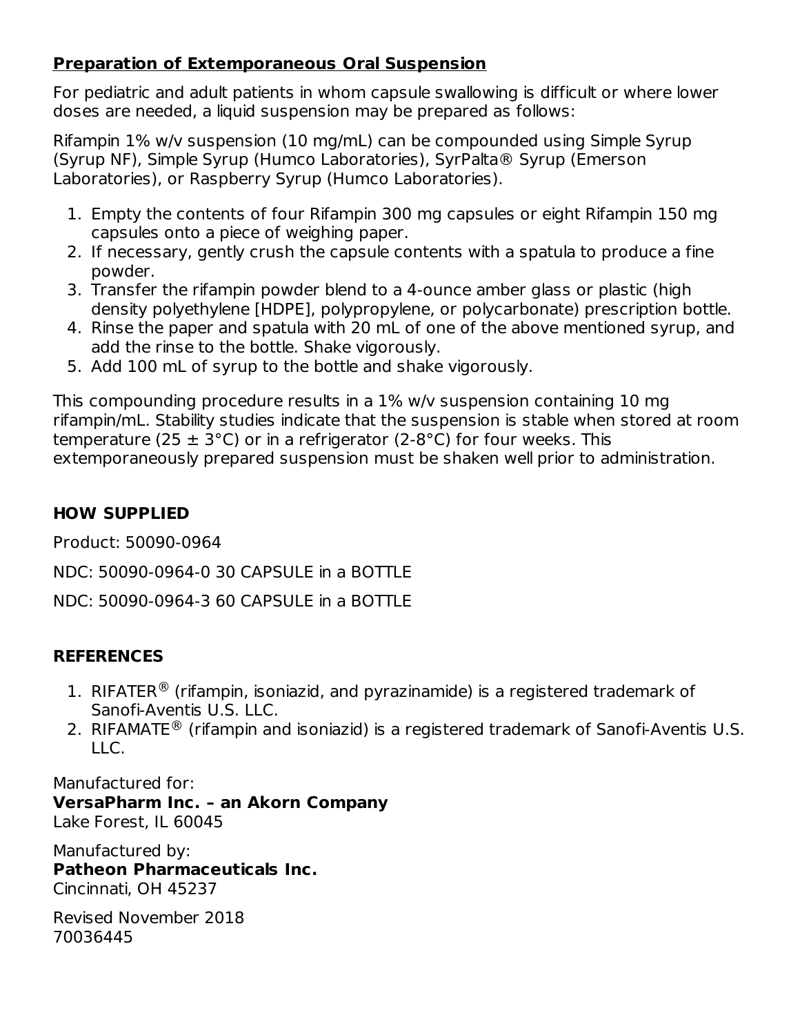## Preparation of Extemporaneous Oral Suspension

For pediatric and adult patients in whom capsule swallowing is difficult or where lower doses are needed, a liquid suspension may be prepared as follows:

Rifampin 1% w/v suspension (10 mg/mL) can be compounded using Simple Syrup (Syrup NF), Simple Syrup (Humco Laboratories), SyrPalta® Syrup (Emerson Laboratories), or Raspberry Syrup (Humco Laboratories).

1. Empty the contents of four Rifampin 300 mg capsules or eight Rifampin 150 mg capsules onto a piece of weighing paper.
2. If necessary, gently crush the capsule contents with a spatula to produce a fine powder.
3. Transfer the rifampin powder blend to a 4-ounce amber glass or plastic (high density polyethylene [HDPE], polypropylene, or polycarbonate) prescription bottle.
4. Rinse the paper and spatula with 20 mL of one of the above mentioned syrup, and add the rinse to the bottle. Shake vigorously.
5. Add 100 mL of syrup to the bottle and shake vigorously.

This compounding procedure results in a 1% w/v suspension containing 10 mg rifampin/mL. Stability studies indicate that the suspension is stable when stored at room temperature (25 ± 3°C) or in a refrigerator (2-8°C) for four weeks. This extemporaneously prepared suspension must be shaken well prior to administration.

## HOW SUPPLIED

Product: 50090-0964

NDC: 50090-0964-0 30 CAPSULE in a BOTTLE

NDC: 50090-0964-3 60 CAPSULE in a BOTTLE

## REFERENCES

1. RIFATER® (rifampin, isoniazid, and pyrazinamide) is a registered trademark of Sanofi-Aventis U.S. LLC.
2. RIFAMATE® (rifampin and isoniazid) is a registered trademark of Sanofi-Aventis U.S. LLC.

Manufactured for:
**VersaPharm Inc. – an Akorn Company**
Lake Forest, IL 60045

Manufactured by:
**Patheon Pharmaceuticals Inc.**
Cincinnati, OH 45237

Revised November 2018
70036445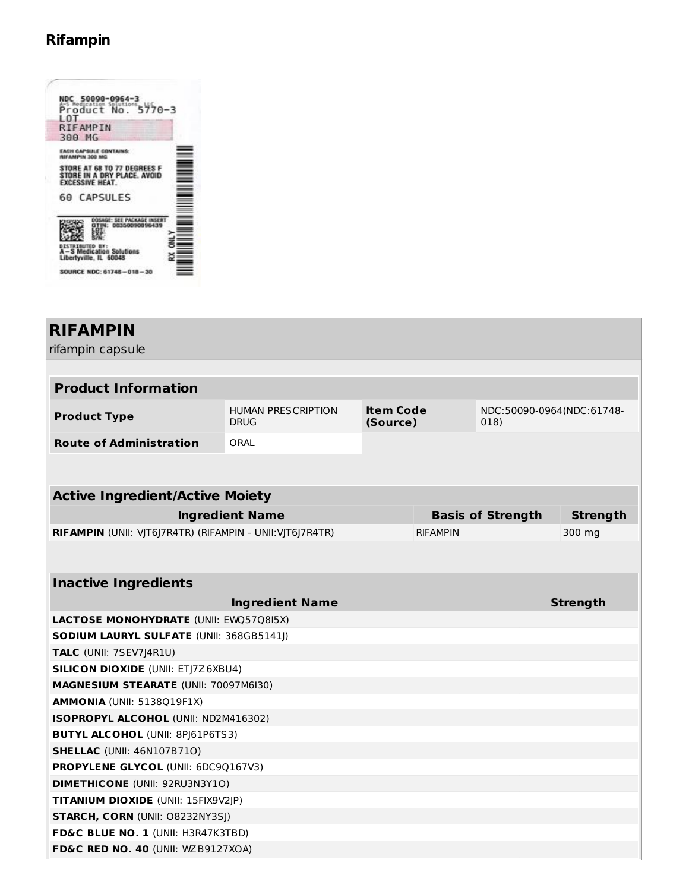## Rifampin

NDC 50090-0964-3
A-S Medication Solutions, LLC
Product No. 5770-3
LOT
RIFAMPIN
300 MG

EACH CAPSULE CONTAINS:
RIFAMPIN 300 MG

STORE AT 68 TO 77 DEGREES F
STORE IN A DRY PLACE. AVOID EXCESSIVE HEAT.

60 CAPSULES

DOSAGE: SEE PACKAGE INSERT
GTIN: 00350090096439
LOT:
EXP:
S/N:

DISTRIBUTED BY:
A-S Medication Solutions
Libertyville, IL 60048

RX ONLY

SOURCE NDC: 61748-018-30

| RIFAMPIN | | | |
|---|---|---|---|
| rifampin capsule | | | |

| Product Information | | | |
|---|---|---|---|
| **Product Type** | HUMAN PRESCRIPTION DRUG | **Item Code (Source)** | NDC:50090-0964(NDC:61748-018) |
| **Route of Administration** | ORAL | | |

| Active Ingredient/Active Moiety | | |
|---|---|---|
| **Ingredient Name** | **Basis of Strength** | **Strength** |
| **RIFAMPIN** (UNII: VJT6J7R4TR) (RIFAMPIN - UNII:VJT6J7R4TR) | RIFAMPIN | 300 mg |

| Inactive Ingredients | |
|---|---|
| **Ingredient Name** | **Strength** |
| **LACTOSE MONOHYDRATE** (UNII: EWQ57Q8I5X) | |
| **SODIUM LAURYL SULFATE** (UNII: 368GB5141J) | |
| **TALC** (UNII: 7SEV7J4R1U) | |
| **SILICON DIOXIDE** (UNII: ETJ7Z6XBU4) | |
| **MAGNESIUM STEARATE** (UNII: 70097M6I30) | |
| **AMMONIA** (UNII: 5138Q19F1X) | |
| **ISOPROPYL ALCOHOL** (UNII: ND2M416302) | |
| **BUTYL ALCOHOL** (UNII: 8PJ61P6TS3) | |
| **SHELLAC** (UNII: 46N107B71O) | |
| **PROPYLENE GLYCOL** (UNII: 6DC9Q167V3) | |
| **DIMETHICONE** (UNII: 92RU3N3Y1O) | |
| **TITANIUM DIOXIDE** (UNII: 15FIX9V2JP) | |
| **STARCH, CORN** (UNII: O8232NY3SJ) | |
| **FD&C BLUE NO. 1** (UNII: H3R47K3TBD) | |
| **FD&C RED NO. 40** (UNII: WZB9127XOA) | |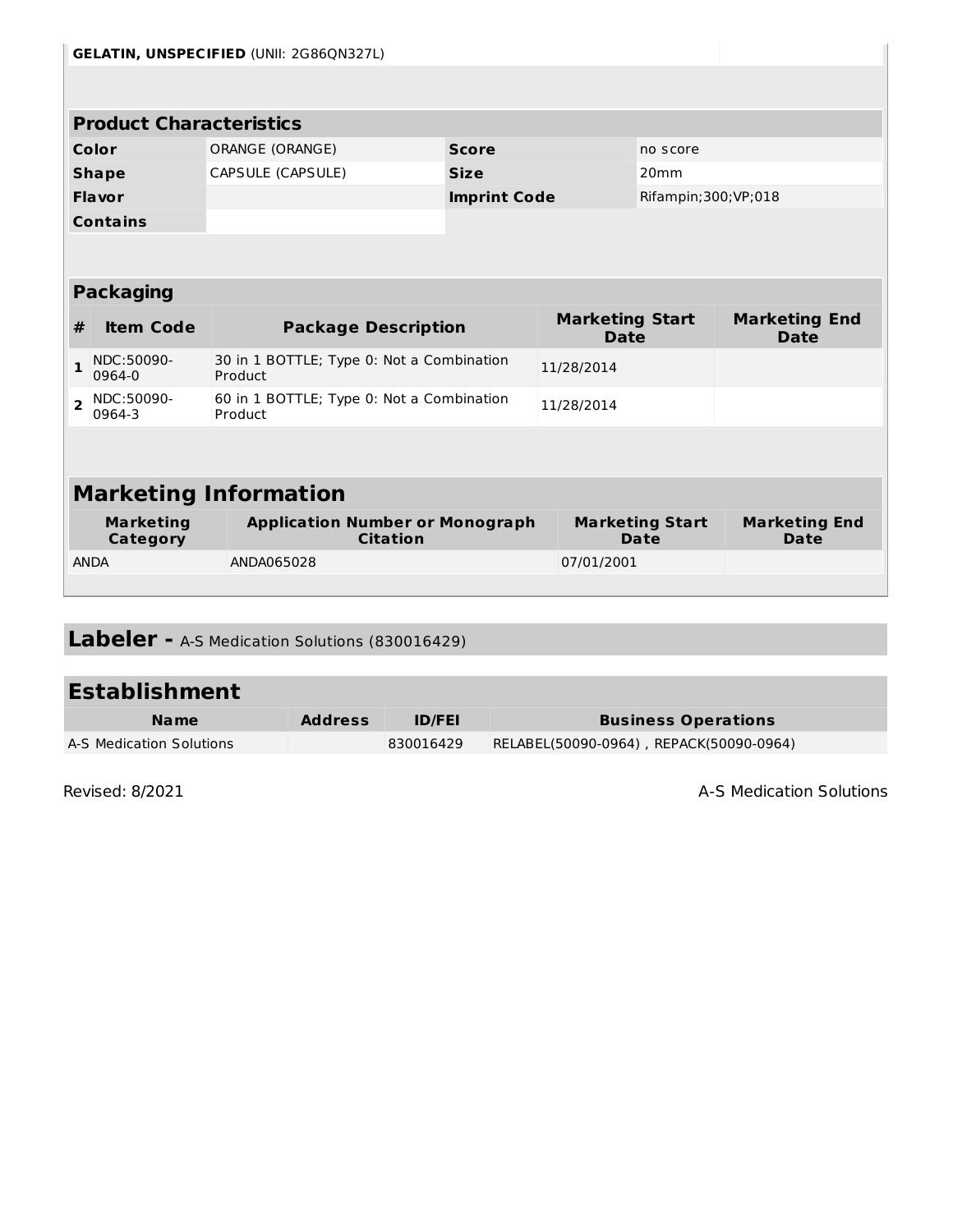| | |
|---|---|
| **GELATIN, UNSPECIFIED** (UNII: 2G86QN327L) | |

| Product Characteristics | | | |
|---|---|---|---|
| **Color** | ORANGE (ORANGE) | **Score** | no score |
| **Shape** | CAPSULE (CAPSULE) | **Size** | 20mm |
| **Flavor** | | **Imprint Code** | Rifampin;300;VP;018 |
| **Contains** | | | |

**Packaging**

| # | Item Code | Package Description | Marketing Start Date | Marketing End Date |
|---|---|---|---|---|
| 1 | NDC:50090-0964-0 | 30 in 1 BOTTLE; Type 0: Not a Combination Product | 11/28/2014 | |
| 2 | NDC:50090-0964-3 | 60 in 1 BOTTLE; Type 0: Not a Combination Product | 11/28/2014 | |

## Marketing Information

| Marketing Category | Application Number or Monograph Citation | Marketing Start Date | Marketing End Date |
|---|---|---|---|
| ANDA | ANDA065028 | 07/01/2001 | |

## Labeler - A-S Medication Solutions (830016429)

## Establishment

| Name | Address | ID/FEI | Business Operations |
|---|---|---|---|
| A-S Medication Solutions | | 830016429 | RELABEL(50090-0964) , REPACK(50090-0964) |

Revised: 8/2021 A-S Medication Solutions